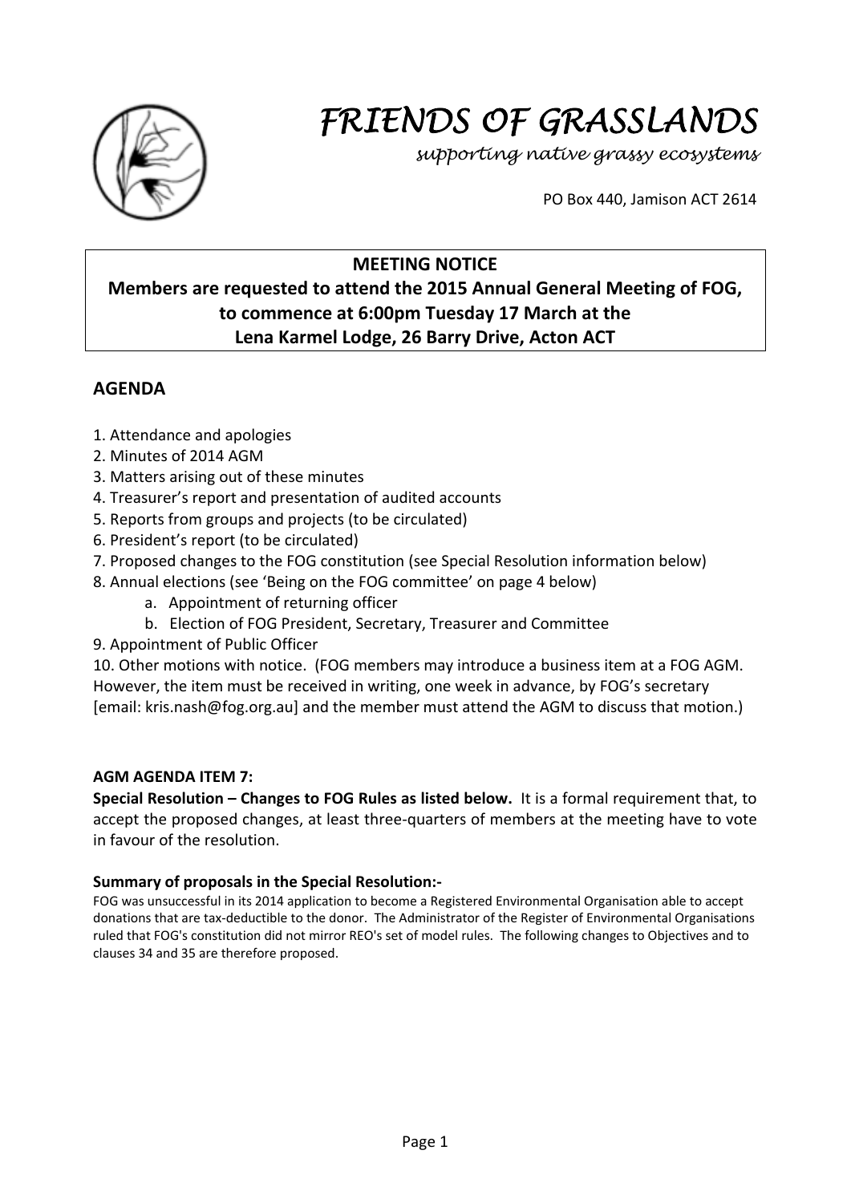# FRIENDS OF GRASSLANDS

*supporting native grassy ecosystems*

PO Box 440, Jamison ACT 2614

**MEETING NOTICE**
**Members are requested to attend the 2015 Annual General Meeting of FOG, to commence at 6:00pm Tuesday 17 March at the Lena Karmel Lodge, 26 Barry Drive, Acton ACT**

## AGENDA

1. Attendance and apologies
2. Minutes of 2014 AGM
3. Matters arising out of these minutes
4. Treasurer's report and presentation of audited accounts
5. Reports from groups and projects (to be circulated)
6. President's report (to be circulated)
7. Proposed changes to the FOG constitution (see Special Resolution information below)
8. Annual elections (see 'Being on the FOG committee' on page 4 below)
   a. Appointment of returning officer
   b. Election of FOG President, Secretary, Treasurer and Committee
9. Appointment of Public Officer
10. Other motions with notice. (FOG members may introduce a business item at a FOG AGM. However, the item must be received in writing, one week in advance, by FOG's secretary [email: kris.nash@fog.org.au] and the member must attend the AGM to discuss that motion.)

**AGM AGENDA ITEM 7:**
**Special Resolution – Changes to FOG Rules as listed below.** It is a formal requirement that, to accept the proposed changes, at least three-quarters of members at the meeting have to vote in favour of the resolution.

**Summary of proposals in the Special Resolution:-**
FOG was unsuccessful in its 2014 application to become a Registered Environmental Organisation able to accept donations that are tax-deductible to the donor. The Administrator of the Register of Environmental Organisations ruled that FOG's constitution did not mirror REO's set of model rules. The following changes to Objectives and to clauses 34 and 35 are therefore proposed.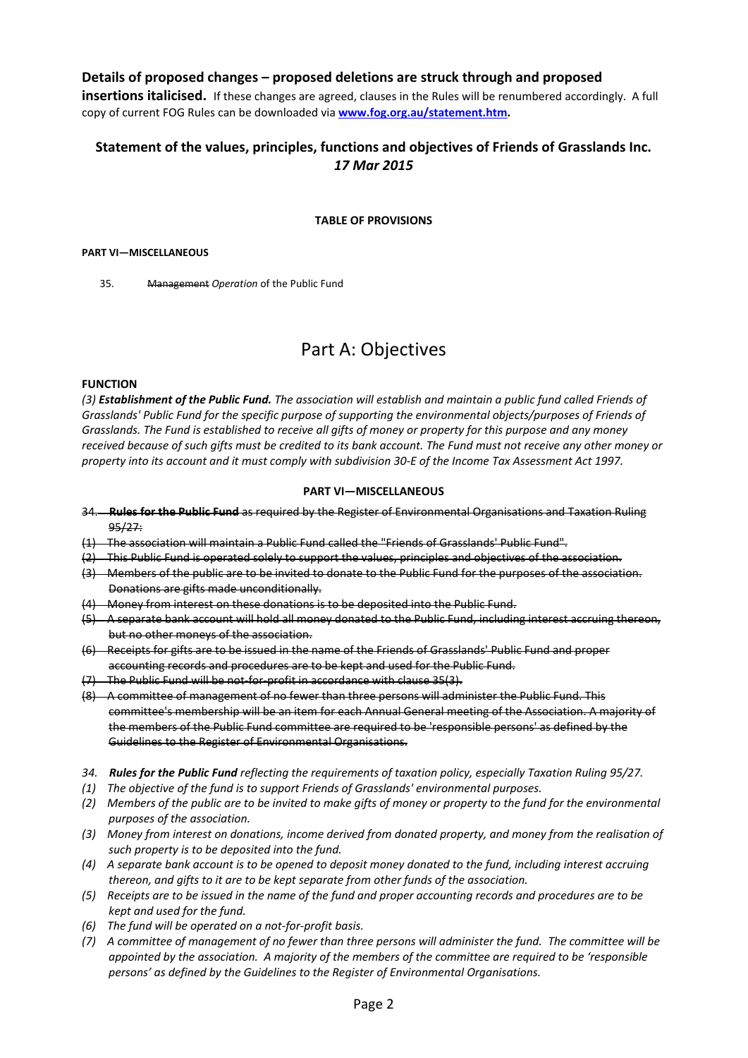**Details of proposed changes – proposed deletions are struck through and proposed insertions italicised.** If these changes are agreed, clauses in the Rules will be renumbered accordingly. A full copy of current FOG Rules can be downloaded via **[www.fog.org.au/statement.htm](http://www.fog.org.au/statement.htm).**

## Statement of the values, principles, functions and objectives of Friends of Grasslands Inc.
## *17 Mar 2015*

**TABLE OF PROVISIONS**

**PART VI—MISCELLANEOUS**

35. ~~Management~~ *Operation* of the Public Fund

# Part A: Objectives

**FUNCTION**

*(3) **Establishment of the Public Fund.** The association will establish and maintain a public fund called Friends of Grasslands' Public Fund for the specific purpose of supporting the environmental objects/purposes of Friends of Grasslands. The Fund is established to receive all gifts of money or property for this purpose and any money received because of such gifts must be credited to its bank account. The Fund must not receive any other money or property into its account and it must comply with subdivision 30-E of the Income Tax Assessment Act 1997.*

**PART VI—MISCELLANEOUS**

~~34. **Rules for the Public Fund** as required by the Register of Environmental Organisations and Taxation Ruling 95/27:~~

~~(1) The association will maintain a Public Fund called the "Friends of Grasslands' Public Fund".~~

~~(2) This Public Fund is operated solely to support the values, principles and objectives of the association.~~

~~(3) Members of the public are to be invited to donate to the Public Fund for the purposes of the association. Donations are gifts made unconditionally.~~

~~(4) Money from interest on these donations is to be deposited into the Public Fund.~~

~~(5) A separate bank account will hold all money donated to the Public Fund, including interest accruing thereon, but no other moneys of the association.~~

~~(6) Receipts for gifts are to be issued in the name of the Friends of Grasslands' Public Fund and proper accounting records and procedures are to be kept and used for the Public Fund.~~

~~(7) The Public Fund will be not-for-profit in accordance with clause 35(3).~~

~~(8) A committee of management of no fewer than three persons will administer the Public Fund. This committee's membership will be an item for each Annual General meeting of the Association. A majority of the members of the Public Fund committee are required to be 'responsible persons' as defined by the Guidelines to the Register of Environmental Organisations.~~

*34. **Rules for the Public Fund** reflecting the requirements of taxation policy, especially Taxation Ruling 95/27.*

*(1) The objective of the fund is to support Friends of Grasslands' environmental purposes.*

*(2) Members of the public are to be invited to make gifts of money or property to the fund for the environmental purposes of the association.*

*(3) Money from interest on donations, income derived from donated property, and money from the realisation of such property is to be deposited into the fund.*

*(4) A separate bank account is to be opened to deposit money donated to the fund, including interest accruing thereon, and gifts to it are to be kept separate from other funds of the association.*

*(5) Receipts are to be issued in the name of the fund and proper accounting records and procedures are to be kept and used for the fund.*

*(6) The fund will be operated on a not-for-profit basis.*

*(7) A committee of management of no fewer than three persons will administer the fund. The committee will be appointed by the association. A majority of the members of the committee are required to be 'responsible persons' as defined by the Guidelines to the Register of Environmental Organisations.*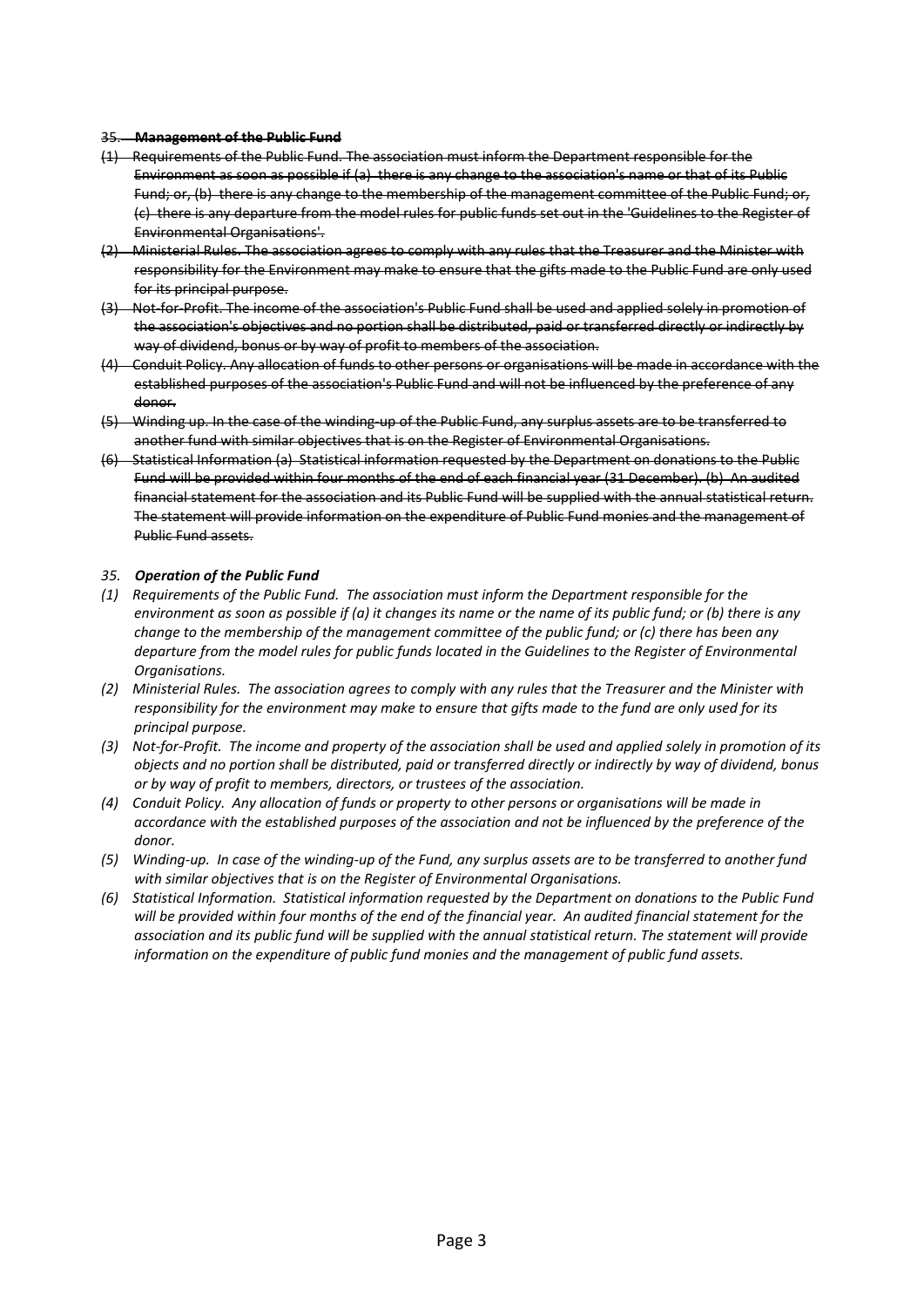~~35. **Management of the Public Fund**~~

~~(1) Requirements of the Public Fund. The association must inform the Department responsible for the Environment as soon as possible if (a) there is any change to the association's name or that of its Public Fund; or, (b) there is any change to the membership of the management committee of the Public Fund; or, (c) there is any departure from the model rules for public funds set out in the 'Guidelines to the Register of Environmental Organisations'.~~

~~(2) Ministerial Rules. The association agrees to comply with any rules that the Treasurer and the Minister with responsibility for the Environment may make to ensure that the gifts made to the Public Fund are only used for its principal purpose.~~

~~(3) Not-for-Profit. The income of the association's Public Fund shall be used and applied solely in promotion of the association's objectives and no portion shall be distributed, paid or transferred directly or indirectly by way of dividend, bonus or by way of profit to members of the association.~~

~~(4) Conduit Policy. Any allocation of funds to other persons or organisations will be made in accordance with the established purposes of the association's Public Fund and will not be influenced by the preference of any donor.~~

~~(5) Winding up. In the case of the winding-up of the Public Fund, any surplus assets are to be transferred to another fund with similar objectives that is on the Register of Environmental Organisations.~~

~~(6) Statistical Information (a) Statistical information requested by the Department on donations to the Public Fund will be provided within four months of the end of each financial year (31 December). (b) An audited financial statement for the association and its Public Fund will be supplied with the annual statistical return. The statement will provide information on the expenditure of Public Fund monies and the management of Public Fund assets.~~

*35. **Operation of the Public Fund***

*(1) Requirements of the Public Fund. The association must inform the Department responsible for the environment as soon as possible if (a) it changes its name or the name of its public fund; or (b) there is any change to the membership of the management committee of the public fund; or (c) there has been any departure from the model rules for public funds located in the Guidelines to the Register of Environmental Organisations.*

*(2) Ministerial Rules. The association agrees to comply with any rules that the Treasurer and the Minister with responsibility for the environment may make to ensure that gifts made to the fund are only used for its principal purpose.*

*(3) Not-for-Profit. The income and property of the association shall be used and applied solely in promotion of its objects and no portion shall be distributed, paid or transferred directly or indirectly by way of dividend, bonus or by way of profit to members, directors, or trustees of the association.*

*(4) Conduit Policy. Any allocation of funds or property to other persons or organisations will be made in accordance with the established purposes of the association and not be influenced by the preference of the donor.*

*(5) Winding-up. In case of the winding-up of the Fund, any surplus assets are to be transferred to another fund with similar objectives that is on the Register of Environmental Organisations.*

*(6) Statistical Information. Statistical information requested by the Department on donations to the Public Fund will be provided within four months of the end of the financial year. An audited financial statement for the association and its public fund will be supplied with the annual statistical return. The statement will provide information on the expenditure of public fund monies and the management of public fund assets.*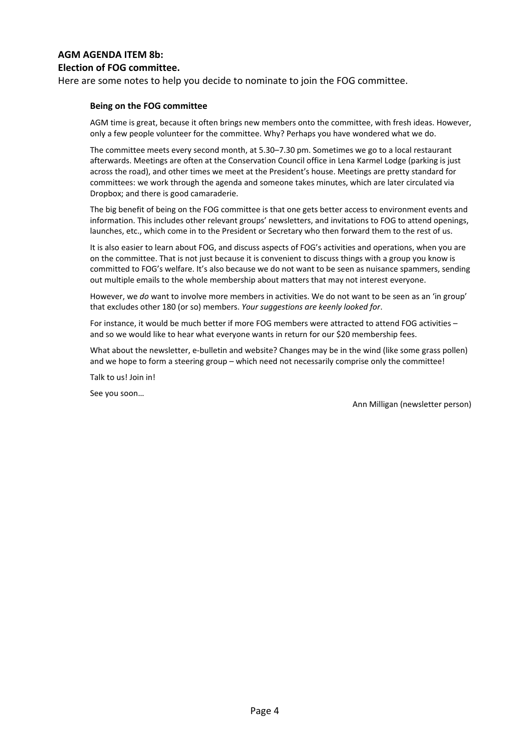**AGM AGENDA ITEM 8b:**
**Election of FOG committee.**

Here are some notes to help you decide to nominate to join the FOG committee.

### Being on the FOG committee

AGM time is great, because it often brings new members onto the committee, with fresh ideas. However, only a few people volunteer for the committee. Why? Perhaps you have wondered what we do.

The committee meets every second month, at 5.30–7.30 pm. Sometimes we go to a local restaurant afterwards. Meetings are often at the Conservation Council office in Lena Karmel Lodge (parking is just across the road), and other times we meet at the President's house. Meetings are pretty standard for committees: we work through the agenda and someone takes minutes, which are later circulated via Dropbox; and there is good camaraderie.

The big benefit of being on the FOG committee is that one gets better access to environment events and information. This includes other relevant groups' newsletters, and invitations to FOG to attend openings, launches, etc., which come in to the President or Secretary who then forward them to the rest of us.

It is also easier to learn about FOG, and discuss aspects of FOG's activities and operations, when you are on the committee. That is not just because it is convenient to discuss things with a group you know is committed to FOG's welfare. It's also because we do not want to be seen as nuisance spammers, sending out multiple emails to the whole membership about matters that may not interest everyone.

However, we *do* want to involve more members in activities. We do not want to be seen as an 'in group' that excludes other 180 (or so) members. *Your suggestions are keenly looked for*.

For instance, it would be much better if more FOG members were attracted to attend FOG activities – and so we would like to hear what everyone wants in return for our $20 membership fees.

What about the newsletter, e-bulletin and website? Changes may be in the wind (like some grass pollen) and we hope to form a steering group – which need not necessarily comprise only the committee!

Talk to us! Join in!

See you soon…

Ann Milligan (newsletter person)